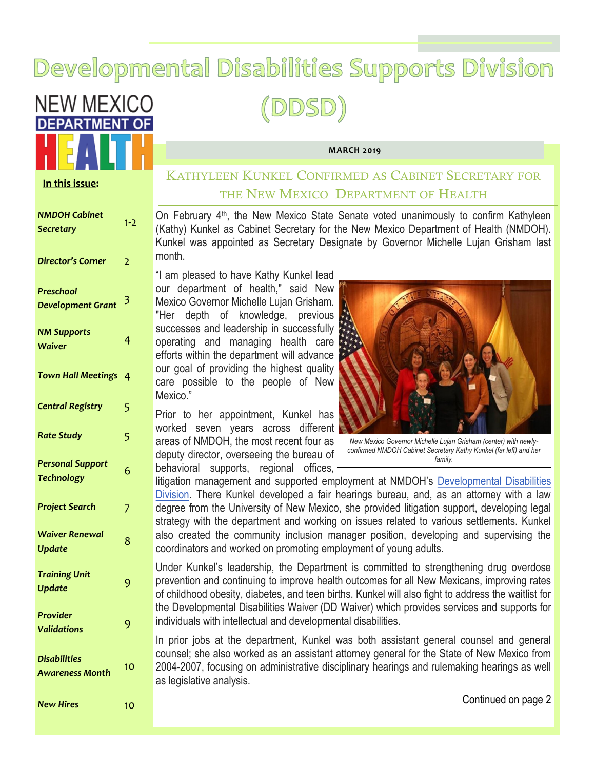# Developmental Disabilities Supports Division (DDSD)

NEW MEXICO DEPARTMENT OF HEALTH

**MARCH 2019**

**In this issue:**

| | |
|---|---|
| *NMDOH Cabinet Secretary* | 1-2 |
| *Director's Corner* | 2 |
| *Preschool Development Grant* | 3 |
| *NM Supports Waiver* | 4 |
| *Town Hall Meetings* | 4 |
| *Central Registry* | 5 |
| *Rate Study* | 5 |
| *Personal Support Technology* | 6 |
| *Project Search* | 7 |
| *Waiver Renewal Update* | 8 |
| *Training Unit Update* | 9 |
| *Provider Validations* | 9 |
| *Disabilities Awareness Month* | 10 |
| *New Hires* | 10 |

## Kathyleen Kunkel Confirmed as Cabinet Secretary for the New Mexico Department of Health

On February 4th, the New Mexico State Senate voted unanimously to confirm Kathyleen (Kathy) Kunkel as Cabinet Secretary for the New Mexico Department of Health (NMDOH). Kunkel was appointed as Secretary Designate by Governor Michelle Lujan Grisham last month.

"I am pleased to have Kathy Kunkel lead our department of health," said New Mexico Governor Michelle Lujan Grisham. "Her depth of knowledge, previous successes and leadership in successfully operating and managing health care efforts within the department will advance our goal of providing the highest quality care possible to the people of New Mexico."

*New Mexico Governor Michelle Lujan Grisham (center) with newly-confirmed NMDOH Cabinet Secretary Kathy Kunkel (far left) and her family.*

Prior to her appointment, Kunkel has worked seven years across different areas of NMDOH, the most recent four as deputy director, overseeing the bureau of behavioral supports, regional offices, litigation management and supported employment at NMDOH's Developmental Disabilities Division. There Kunkel developed a fair hearings bureau, and, as an attorney with a law degree from the University of New Mexico, she provided litigation support, developing legal strategy with the department and working on issues related to various settlements. Kunkel also created the community inclusion manager position, developing and supervising the coordinators and worked on promoting employment of young adults.

Under Kunkel's leadership, the Department is committed to strengthening drug overdose prevention and continuing to improve health outcomes for all New Mexicans, improving rates of childhood obesity, diabetes, and teen births. Kunkel will also fight to address the waitlist for the Developmental Disabilities Waiver (DD Waiver) which provides services and supports for individuals with intellectual and developmental disabilities.

In prior jobs at the department, Kunkel was both assistant general counsel and general counsel; she also worked as an assistant attorney general for the State of New Mexico from 2004-2007, focusing on administrative disciplinary hearings and rulemaking hearings as well as legislative analysis.

Continued on page 2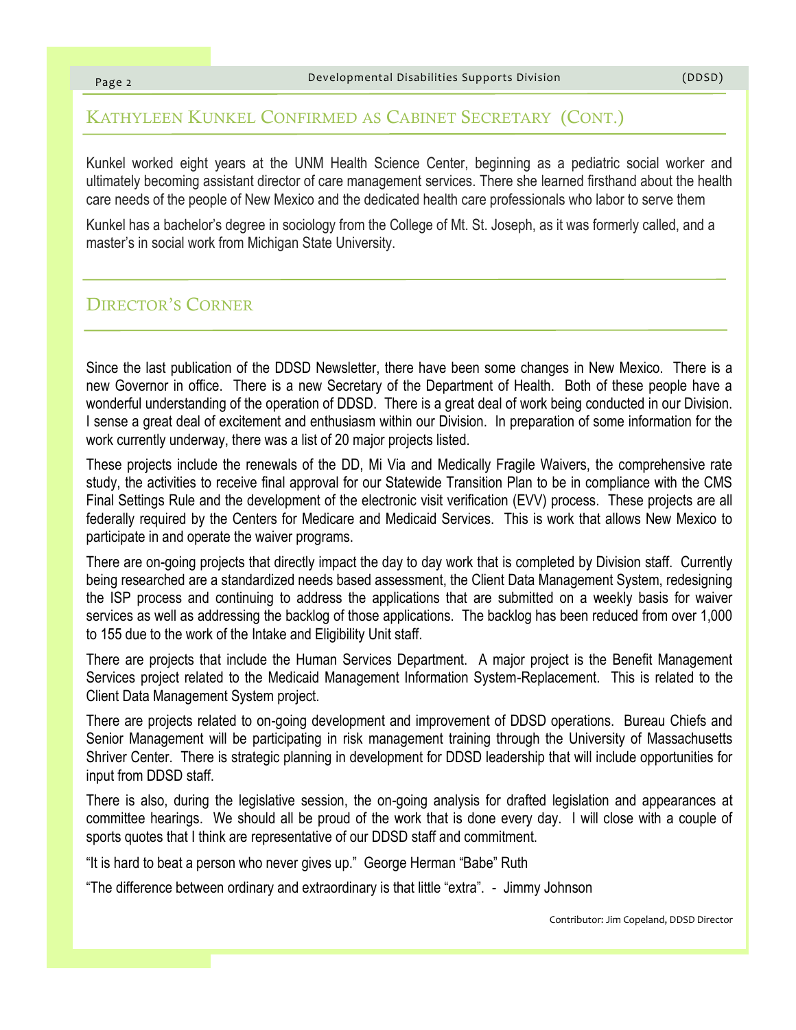## Kathyleen Kunkel Confirmed as Cabinet Secretary (Cont.)

Kunkel worked eight years at the UNM Health Science Center, beginning as a pediatric social worker and ultimately becoming assistant director of care management services. There she learned firsthand about the health care needs of the people of New Mexico and the dedicated health care professionals who labor to serve them

Kunkel has a bachelor's degree in sociology from the College of Mt. St. Joseph, as it was formerly called, and a master's in social work from Michigan State University.

## Director's Corner

Since the last publication of the DDSD Newsletter, there have been some changes in New Mexico. There is a new Governor in office. There is a new Secretary of the Department of Health. Both of these people have a wonderful understanding of the operation of DDSD. There is a great deal of work being conducted in our Division. I sense a great deal of excitement and enthusiasm within our Division. In preparation of some information for the work currently underway, there was a list of 20 major projects listed.

These projects include the renewals of the DD, Mi Via and Medically Fragile Waivers, the comprehensive rate study, the activities to receive final approval for our Statewide Transition Plan to be in compliance with the CMS Final Settings Rule and the development of the electronic visit verification (EVV) process. These projects are all federally required by the Centers for Medicare and Medicaid Services. This is work that allows New Mexico to participate in and operate the waiver programs.

There are on-going projects that directly impact the day to day work that is completed by Division staff. Currently being researched are a standardized needs based assessment, the Client Data Management System, redesigning the ISP process and continuing to address the applications that are submitted on a weekly basis for waiver services as well as addressing the backlog of those applications. The backlog has been reduced from over 1,000 to 155 due to the work of the Intake and Eligibility Unit staff.

There are projects that include the Human Services Department. A major project is the Benefit Management Services project related to the Medicaid Management Information System-Replacement. This is related to the Client Data Management System project.

There are projects related to on-going development and improvement of DDSD operations. Bureau Chiefs and Senior Management will be participating in risk management training through the University of Massachusetts Shriver Center. There is strategic planning in development for DDSD leadership that will include opportunities for input from DDSD staff.

There is also, during the legislative session, the on-going analysis for drafted legislation and appearances at committee hearings. We should all be proud of the work that is done every day. I will close with a couple of sports quotes that I think are representative of our DDSD staff and commitment.

"It is hard to beat a person who never gives up." George Herman "Babe" Ruth

"The difference between ordinary and extraordinary is that little "extra". - Jimmy Johnson

Contributor: Jim Copeland, DDSD Director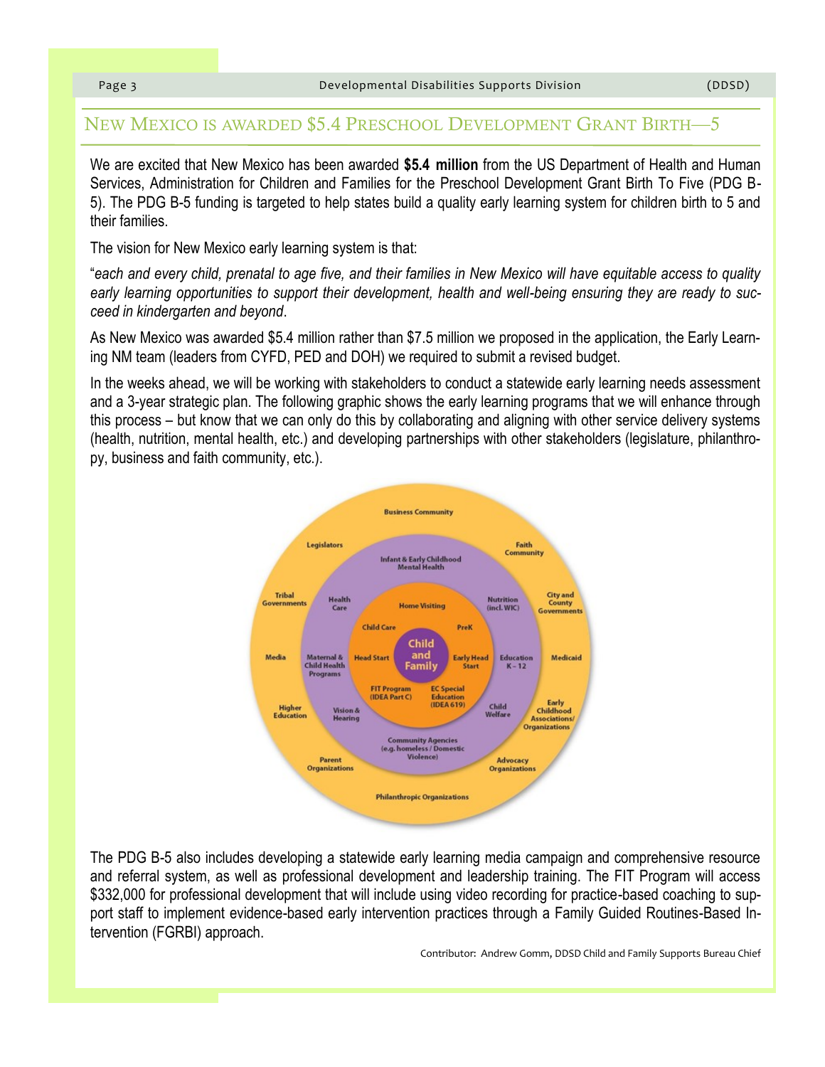## New Mexico is awarded $5.4 Preschool Development Grant Birth—5

We are excited that New Mexico has been awarded **$5.4 million** from the US Department of Health and Human Services, Administration for Children and Families for the Preschool Development Grant Birth To Five (PDG B-5). The PDG B-5 funding is targeted to help states build a quality early learning system for children birth to 5 and their families.

The vision for New Mexico early learning system is that:

"*each and every child, prenatal to age five, and their families in New Mexico will have equitable access to quality early learning opportunities to support their development, health and well-being ensuring they are ready to succeed in kindergarten and beyond*.

As New Mexico was awarded $5.4 million rather than $7.5 million we proposed in the application, the Early Learning NM team (leaders from CYFD, PED and DOH) we required to submit a revised budget.

In the weeks ahead, we will be working with stakeholders to conduct a statewide early learning needs assessment and a 3-year strategic plan. The following graphic shows the early learning programs that we will enhance through this process – but know that we can only do this by collaborating and aligning with other service delivery systems (health, nutrition, mental health, etc.) and developing partnerships with other stakeholders (legislature, philanthropy, business and faith community, etc.).

The PDG B-5 also includes developing a statewide early learning media campaign and comprehensive resource and referral system, as well as professional development and leadership training. The FIT Program will access $332,000 for professional development that will include using video recording for practice-based coaching to support staff to implement evidence-based early intervention practices through a Family Guided Routines-Based Intervention (FGRBI) approach.

Contributor: Andrew Gomm, DDSD Child and Family Supports Bureau Chief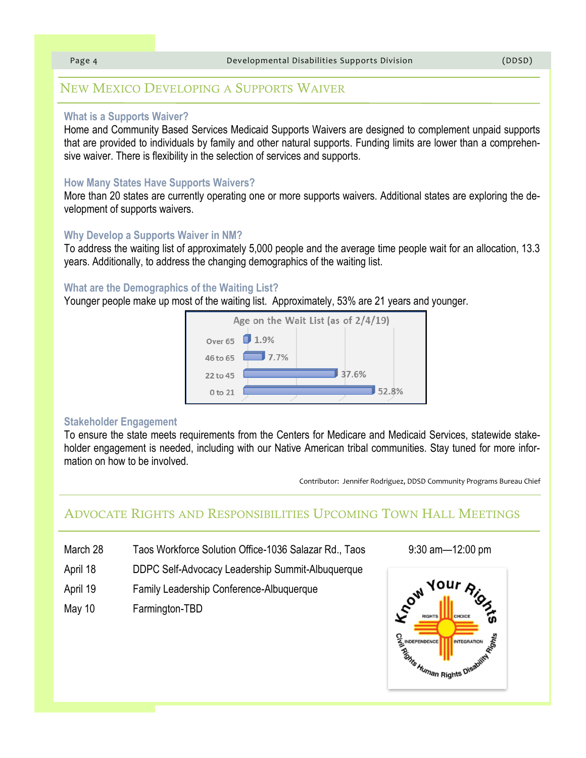## New Mexico Developing a Supports Waiver

### What is a Supports Waiver?

Home and Community Based Services Medicaid Supports Waivers are designed to complement unpaid supports that are provided to individuals by family and other natural supports. Funding limits are lower than a comprehensive waiver. There is flexibility in the selection of services and supports.

### How Many States Have Supports Waivers?

More than 20 states are currently operating one or more supports waivers. Additional states are exploring the development of supports waivers.

### Why Develop a Supports Waiver in NM?

To address the waiting list of approximately 5,000 people and the average time people wait for an allocation, 13.3 years. Additionally, to address the changing demographics of the waiting list.

### What are the Demographics of the Waiting List?

Younger people make up most of the waiting list. Approximately, 53% are 21 years and younger.

**Age on the Wait List (as of 2/4/19)**

| Age | Percent |
|---|---|
| Over 65 | 1.9% |
| 46 to 65 | 7.7% |
| 22 to 45 | 37.6% |
| 0 to 21 | 52.8% |

### Stakeholder Engagement

To ensure the state meets requirements from the Centers for Medicare and Medicaid Services, statewide stakeholder engagement is needed, including with our Native American tribal communities. Stay tuned for more information on how to be involved.

Contributor: Jennifer Rodriguez, DDSD Community Programs Bureau Chief

## Advocate Rights and Responsibilities Upcoming Town Hall Meetings

| Date | Location | Time |
|---|---|---|
| March 28 | Taos Workforce Solution Office-1036 Salazar Rd., Taos | 9:30 am—12:00 pm |
| April 18 | DDPC Self-Advocacy Leadership Summit-Albuquerque | |
| April 19 | Family Leadership Conference-Albuquerque | |
| May 10 | Farmington-TBD | |

Know Your Rights — Rights, Choice, Independence, Integration — Civil Rights, Human Rights, Disability Rights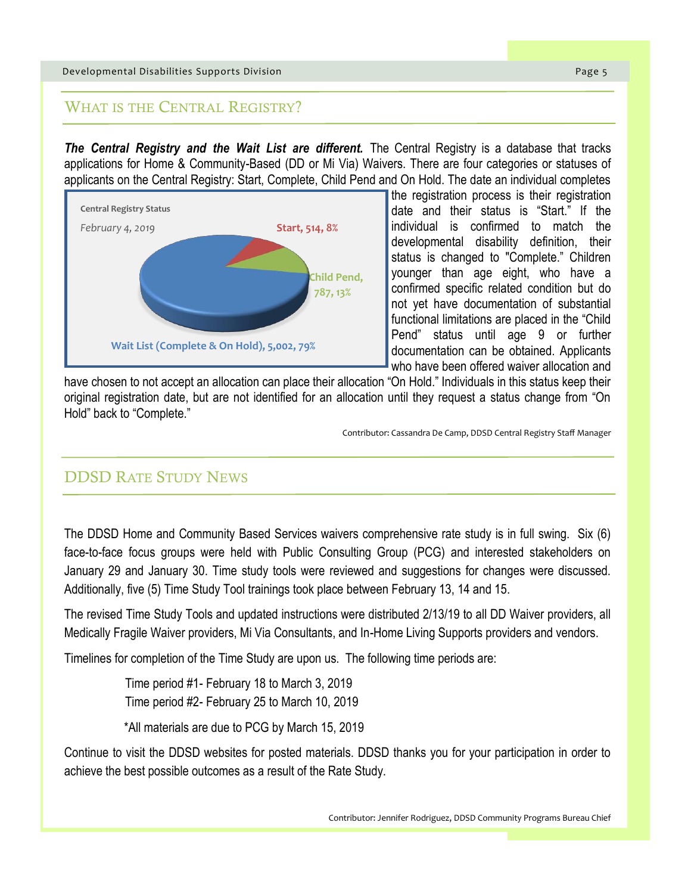## WHAT IS THE CENTRAL REGISTRY?

***The Central Registry and the Wait List are different.*** The Central Registry is a database that tracks applications for Home & Community-Based (DD or Mi Via) Waivers. There are four categories or statuses of applicants on the Central Registry: Start, Complete, Child Pend and On Hold. The date an individual completes the registration process is their registration date and their status is "Start." If the individual is confirmed to match the developmental disability definition, their status is changed to "Complete." Children younger than age eight, who have a confirmed specific related condition but do not yet have documentation of substantial functional limitations are placed in the "Child Pend" status until age 9 or further documentation can be obtained. Applicants who have been offered waiver allocation and have chosen to not accept an allocation can place their allocation "On Hold." Individuals in this status keep their original registration date, but are not identified for an allocation until they request a status change from "On Hold" back to "Complete."

**Central Registry Status**

*February 4, 2019*

| Status | Number | Percent |
|---|---|---|
| Start | 514 | 8% |
| Child Pend | 787 | 13% |
| Wait List (Complete & On Hold) | 5,002 | 79% |

Contributor: Cassandra De Camp, DDSD Central Registry Staff Manager

## DDSD RATE STUDY NEWS

The DDSD Home and Community Based Services waivers comprehensive rate study is in full swing. Six (6) face-to-face focus groups were held with Public Consulting Group (PCG) and interested stakeholders on January 29 and January 30. Time study tools were reviewed and suggestions for changes were discussed. Additionally, five (5) Time Study Tool trainings took place between February 13, 14 and 15.

The revised Time Study Tools and updated instructions were distributed 2/13/19 to all DD Waiver providers, all Medically Fragile Waiver providers, Mi Via Consultants, and In-Home Living Supports providers and vendors.

Timelines for completion of the Time Study are upon us. The following time periods are:

Time period #1- February 18 to March 3, 2019
Time period #2- February 25 to March 10, 2019

*All materials are due to PCG by March 15, 2019

Continue to visit the DDSD websites for posted materials. DDSD thanks you for your participation in order to achieve the best possible outcomes as a result of the Rate Study.

Contributor: Jennifer Rodriguez, DDSD Community Programs Bureau Chief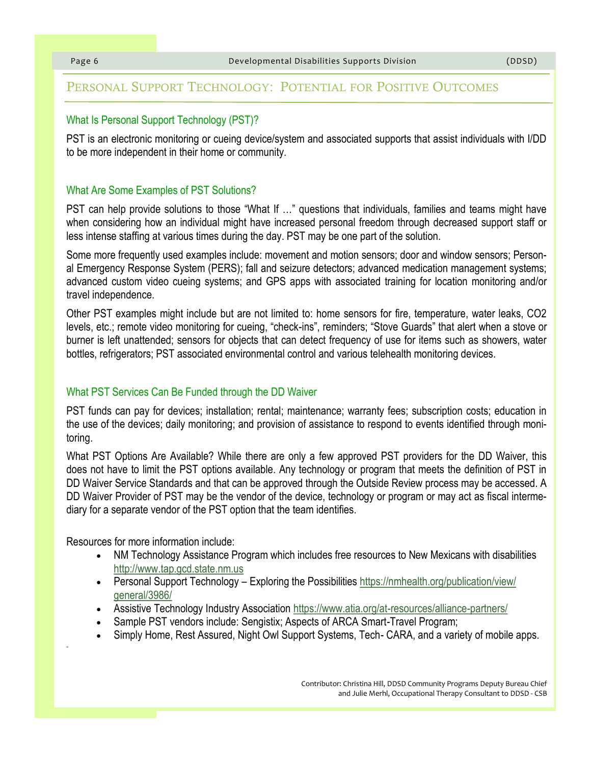# Personal Support Technology: Potential for Positive Outcomes

## What Is Personal Support Technology (PST)?

PST is an electronic monitoring or cueing device/system and associated supports that assist individuals with I/DD to be more independent in their home or community.

## What Are Some Examples of PST Solutions?

PST can help provide solutions to those "What If …" questions that individuals, families and teams might have when considering how an individual might have increased personal freedom through decreased support staff or less intense staffing at various times during the day. PST may be one part of the solution.

Some more frequently used examples include: movement and motion sensors; door and window sensors; Personal Emergency Response System (PERS); fall and seizure detectors; advanced medication management systems; advanced custom video cueing systems; and GPS apps with associated training for location monitoring and/or travel independence.

Other PST examples might include but are not limited to: home sensors for fire, temperature, water leaks, CO2 levels, etc.; remote video monitoring for cueing, "check-ins", reminders; "Stove Guards" that alert when a stove or burner is left unattended; sensors for objects that can detect frequency of use for items such as showers, water bottles, refrigerators; PST associated environmental control and various telehealth monitoring devices.

## What PST Services Can Be Funded through the DD Waiver

PST funds can pay for devices; installation; rental; maintenance; warranty fees; subscription costs; education in the use of the devices; daily monitoring; and provision of assistance to respond to events identified through monitoring.

What PST Options Are Available? While there are only a few approved PST providers for the DD Waiver, this does not have to limit the PST options available. Any technology or program that meets the definition of PST in DD Waiver Service Standards and that can be approved through the Outside Review process may be accessed. A DD Waiver Provider of PST may be the vendor of the device, technology or program or may act as fiscal intermediary for a separate vendor of the PST option that the team identifies.

Resources for more information include:

- NM Technology Assistance Program which includes free resources to New Mexicans with disabilities http://www.tap.gcd.state.nm.us
- Personal Support Technology – Exploring the Possibilities https://nmhealth.org/publication/view/general/3986/
- Assistive Technology Industry Association https://www.atia.org/at-resources/alliance-partners/
- Sample PST vendors include: Sengistix; Aspects of ARCA Smart-Travel Program;
- Simply Home, Rest Assured, Night Owl Support Systems, Tech- CARA, and a variety of mobile apps.

Contributor: Christina Hill, DDSD Community Programs Deputy Bureau Chief and Julie Merhl, Occupational Therapy Consultant to DDSD - CSB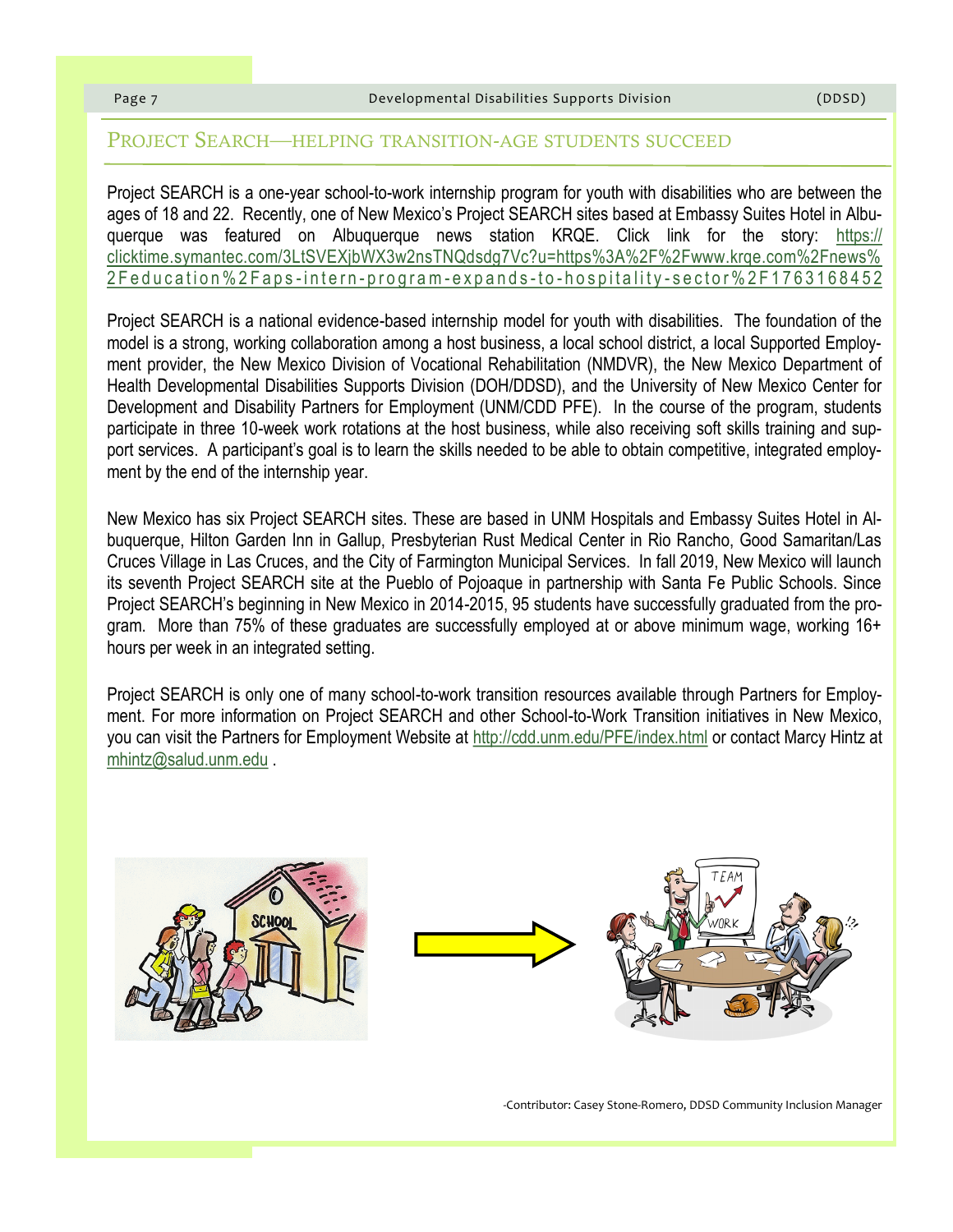## Project SEARCH—helping transition-age students succeed

Project SEARCH is a one-year school-to-work internship program for youth with disabilities who are between the ages of 18 and 22. Recently, one of New Mexico's Project SEARCH sites based at Embassy Suites Hotel in Albuquerque was featured on Albuquerque news station KRQE. Click link for the story: https://clicktime.symantec.com/3LtSVEXjbWX3w2nsTNQdsdg7Vc?u=https%3A%2F%2Fwww.krqe.com%2Fnews%2Feducation%2Faps-intern-program-expands-to-hospitality-sector%2F1763168452

Project SEARCH is a national evidence-based internship model for youth with disabilities. The foundation of the model is a strong, working collaboration among a host business, a local school district, a local Supported Employment provider, the New Mexico Division of Vocational Rehabilitation (NMDVR), the New Mexico Department of Health Developmental Disabilities Supports Division (DOH/DDSD), and the University of New Mexico Center for Development and Disability Partners for Employment (UNM/CDD PFE). In the course of the program, students participate in three 10-week work rotations at the host business, while also receiving soft skills training and support services. A participant's goal is to learn the skills needed to be able to obtain competitive, integrated employment by the end of the internship year.

New Mexico has six Project SEARCH sites. These are based in UNM Hospitals and Embassy Suites Hotel in Albuquerque, Hilton Garden Inn in Gallup, Presbyterian Rust Medical Center in Rio Rancho, Good Samaritan/Las Cruces Village in Las Cruces, and the City of Farmington Municipal Services. In fall 2019, New Mexico will launch its seventh Project SEARCH site at the Pueblo of Pojoaque in partnership with Santa Fe Public Schools. Since Project SEARCH's beginning in New Mexico in 2014-2015, 95 students have successfully graduated from the program. More than 75% of these graduates are successfully employed at or above minimum wage, working 16+ hours per week in an integrated setting.

Project SEARCH is only one of many school-to-work transition resources available through Partners for Employment. For more information on Project SEARCH and other School-to-Work Transition initiatives in New Mexico, you can visit the Partners for Employment Website at http://cdd.unm.edu/PFE/index.html or contact Marcy Hintz at mhintz@salud.unm.edu .

-Contributor: Casey Stone-Romero, DDSD Community Inclusion Manager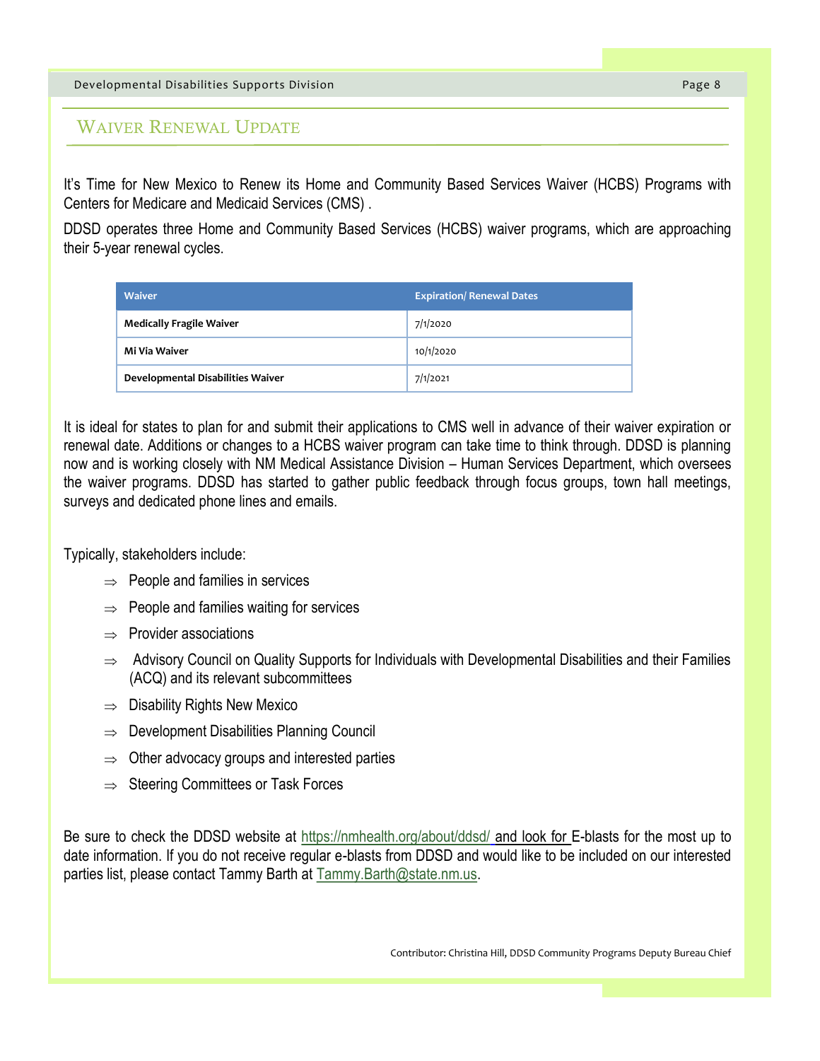## Waiver Renewal Update

It's Time for New Mexico to Renew its Home and Community Based Services Waiver (HCBS) Programs with Centers for Medicare and Medicaid Services (CMS) .

DDSD operates three Home and Community Based Services (HCBS) waiver programs, which are approaching their 5-year renewal cycles.

| Waiver | Expiration/ Renewal Dates |
|---|---|
| **Medically Fragile Waiver** | 7/1/2020 |
| **Mi Via Waiver** | 10/1/2020 |
| **Developmental Disabilities Waiver** | 7/1/2021 |

It is ideal for states to plan for and submit their applications to CMS well in advance of their waiver expiration or renewal date. Additions or changes to a HCBS waiver program can take time to think through. DDSD is planning now and is working closely with NM Medical Assistance Division – Human Services Department, which oversees the waiver programs. DDSD has started to gather public feedback through focus groups, town hall meetings, surveys and dedicated phone lines and emails.

Typically, stakeholders include:

- ⇒ People and families in services
- ⇒ People and families waiting for services
- ⇒ Provider associations
- ⇒ Advisory Council on Quality Supports for Individuals with Developmental Disabilities and their Families (ACQ) and its relevant subcommittees
- ⇒ Disability Rights New Mexico
- ⇒ Development Disabilities Planning Council
- ⇒ Other advocacy groups and interested parties
- ⇒ Steering Committees or Task Forces

Be sure to check the DDSD website at https://nmhealth.org/about/ddsd/ and look for E-blasts for the most up to date information. If you do not receive regular e-blasts from DDSD and would like to be included on our interested parties list, please contact Tammy Barth at Tammy.Barth@state.nm.us.

Contributor: Christina Hill, DDSD Community Programs Deputy Bureau Chief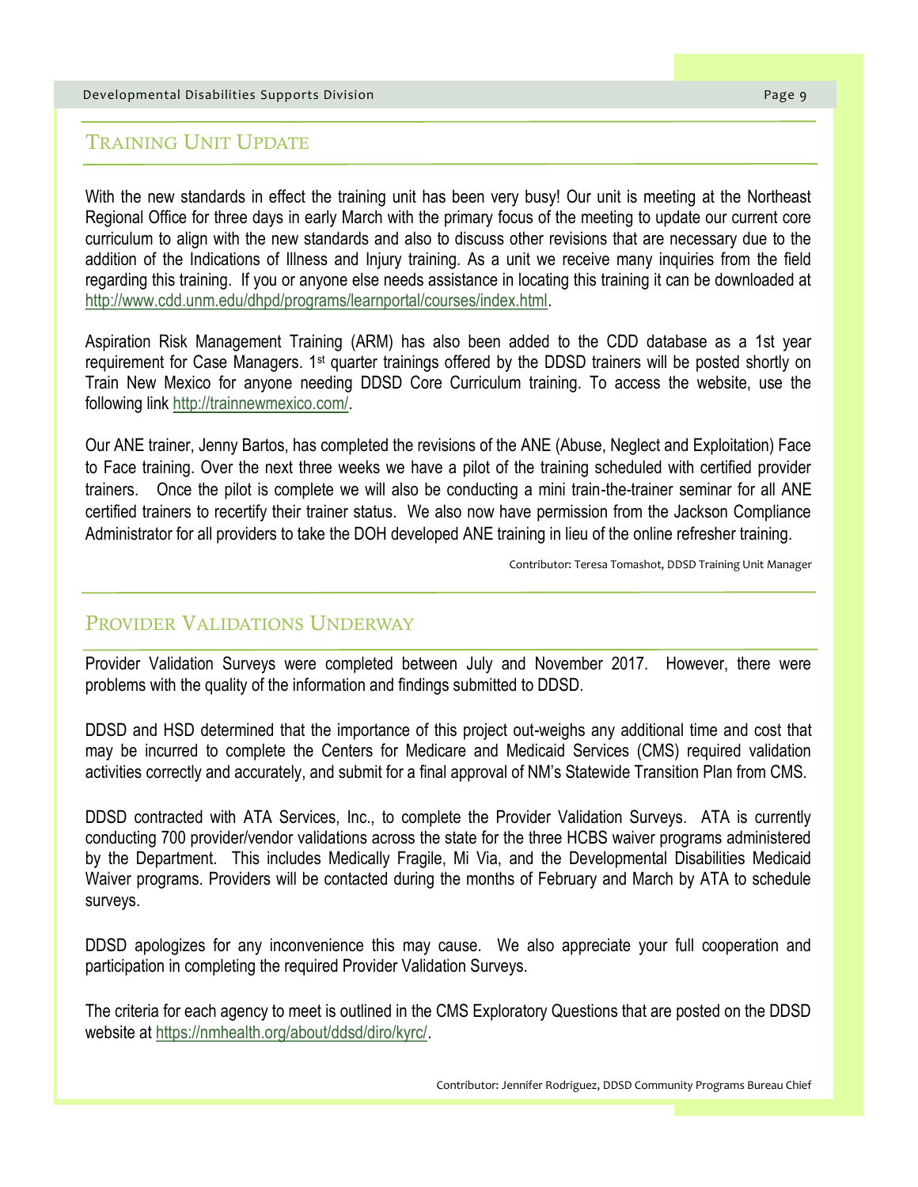## Training Unit Update

With the new standards in effect the training unit has been very busy! Our unit is meeting at the Northeast Regional Office for three days in early March with the primary focus of the meeting to update our current core curriculum to align with the new standards and also to discuss other revisions that are necessary due to the addition of the Indications of Illness and Injury training. As a unit we receive many inquiries from the field regarding this training. If you or anyone else needs assistance in locating this training it can be downloaded at http://www.cdd.unm.edu/dhpd/programs/learnportal/courses/index.html.

Aspiration Risk Management Training (ARM) has also been added to the CDD database as a 1st year requirement for Case Managers. 1st quarter trainings offered by the DDSD trainers will be posted shortly on Train New Mexico for anyone needing DDSD Core Curriculum training. To access the website, use the following link http://trainnewmexico.com/.

Our ANE trainer, Jenny Bartos, has completed the revisions of the ANE (Abuse, Neglect and Exploitation) Face to Face training. Over the next three weeks we have a pilot of the training scheduled with certified provider trainers. Once the pilot is complete we will also be conducting a mini train-the-trainer seminar for all ANE certified trainers to recertify their trainer status. We also now have permission from the Jackson Compliance Administrator for all providers to take the DOH developed ANE training in lieu of the online refresher training.

Contributor: Teresa Tomashot, DDSD Training Unit Manager

## Provider Validations Underway

Provider Validation Surveys were completed between July and November 2017. However, there were problems with the quality of the information and findings submitted to DDSD.

DDSD and HSD determined that the importance of this project out-weighs any additional time and cost that may be incurred to complete the Centers for Medicare and Medicaid Services (CMS) required validation activities correctly and accurately, and submit for a final approval of NM's Statewide Transition Plan from CMS.

DDSD contracted with ATA Services, Inc., to complete the Provider Validation Surveys. ATA is currently conducting 700 provider/vendor validations across the state for the three HCBS waiver programs administered by the Department. This includes Medically Fragile, Mi Via, and the Developmental Disabilities Medicaid Waiver programs. Providers will be contacted during the months of February and March by ATA to schedule surveys.

DDSD apologizes for any inconvenience this may cause. We also appreciate your full cooperation and participation in completing the required Provider Validation Surveys.

The criteria for each agency to meet is outlined in the CMS Exploratory Questions that are posted on the DDSD website at https://nmhealth.org/about/ddsd/diro/kyrc/.

Contributor: Jennifer Rodriguez, DDSD Community Programs Bureau Chief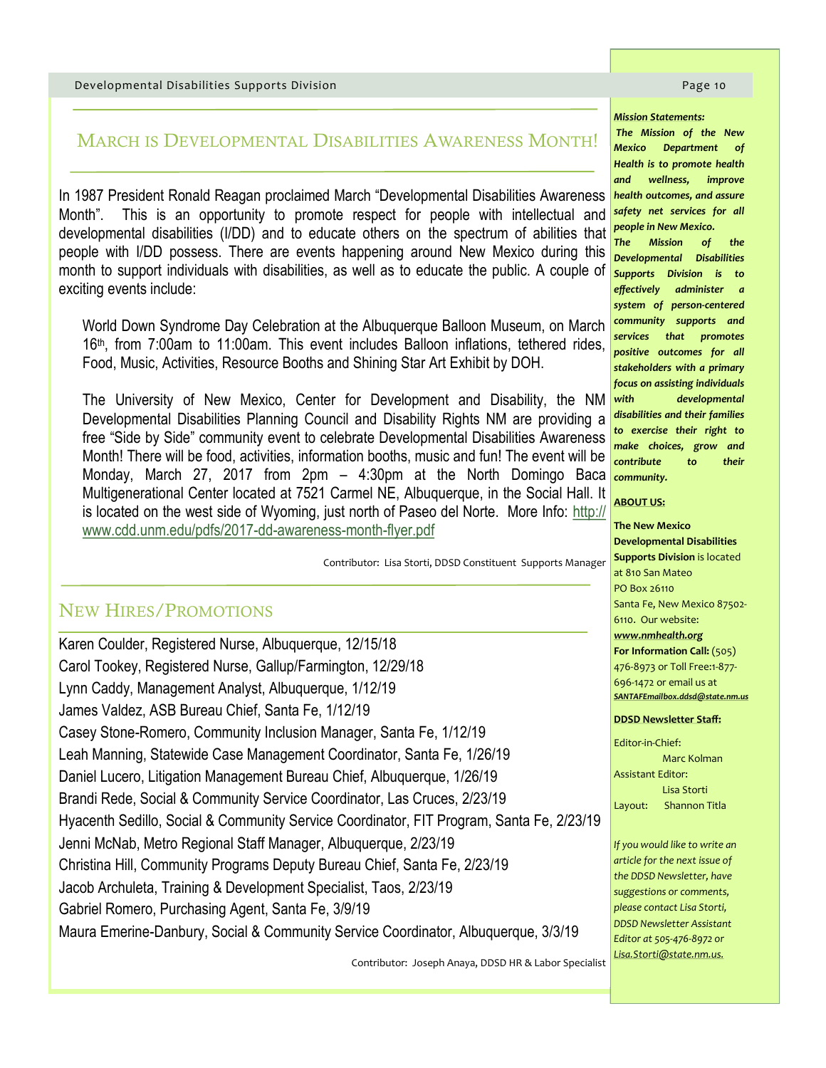## March is Developmental Disabilities Awareness Month!

In 1987 President Ronald Reagan proclaimed March “Developmental Disabilities Awareness Month”. This is an opportunity to promote respect for people with intellectual and developmental disabilities (I/DD) and to educate others on the spectrum of abilities that people with I/DD possess. There are events happening around New Mexico during this month to support individuals with disabilities, as well as to educate the public. A couple of exciting events include:

World Down Syndrome Day Celebration at the Albuquerque Balloon Museum, on March 16th, from 7:00am to 11:00am. This event includes Balloon inflations, tethered rides, Food, Music, Activities, Resource Booths and Shining Star Art Exhibit by DOH.

The University of New Mexico, Center for Development and Disability, the NM Developmental Disabilities Planning Council and Disability Rights NM are providing a free “Side by Side” community event to celebrate Developmental Disabilities Awareness Month! There will be food, activities, information booths, music and fun! The event will be Monday, March 27, 2017 from 2pm – 4:30pm at the North Domingo Baca Multigenerational Center located at 7521 Carmel NE, Albuquerque, in the Social Hall. It is located on the west side of Wyoming, just north of Paseo del Norte. More Info: http://www.cdd.unm.edu/pdfs/2017-dd-awareness-month-flyer.pdf

Contributor: Lisa Storti, DDSD Constituent Supports Manager

## New Hires/Promotions

Karen Coulder, Registered Nurse, Albuquerque, 12/15/18
Carol Tookey, Registered Nurse, Gallup/Farmington, 12/29/18
Lynn Caddy, Management Analyst, Albuquerque, 1/12/19
James Valdez, ASB Bureau Chief, Santa Fe, 1/12/19
Casey Stone-Romero, Community Inclusion Manager, Santa Fe, 1/12/19
Leah Manning, Statewide Case Management Coordinator, Santa Fe, 1/26/19
Daniel Lucero, Litigation Management Bureau Chief, Albuquerque, 1/26/19
Brandi Rede, Social & Community Service Coordinator, Las Cruces, 2/23/19
Hyacenth Sedillo, Social & Community Service Coordinator, FIT Program, Santa Fe, 2/23/19
Jenni McNab, Metro Regional Staff Manager, Albuquerque, 2/23/19
Christina Hill, Community Programs Deputy Bureau Chief, Santa Fe, 2/23/19
Jacob Archuleta, Training & Development Specialist, Taos, 2/23/19
Gabriel Romero, Purchasing Agent, Santa Fe, 3/9/19
Maura Emerine-Danbury, Social & Community Service Coordinator, Albuquerque, 3/3/19

Contributor: Joseph Anaya, DDSD HR & Labor Specialist

***Mission Statements:***

***The Mission of the New Mexico Department of Health is to promote health and wellness, improve health outcomes, and assure safety net services for all people in New Mexico.***

***The Mission of the Developmental Disabilities Supports Division is to effectively administer a system of person-centered community supports and services that promotes positive outcomes for all stakeholders with a primary focus on assisting individuals with developmental disabilities and their families to exercise their right to make choices, grow and contribute to their community.***

**ABOUT US:**

**The New Mexico Developmental Disabilities Supports Division** is located at 810 San Mateo
PO Box 26110
Santa Fe, New Mexico 87502-6110. Our website: **www.nmhealth.org**
**For Information Call:** (505) 476-8973 or Toll Free:1-877-696-1472 or email us at ***SANTAFEmailbox.ddsd@state.nm.us***

**DDSD Newsletter Staff:**

Editor-in-Chief: Marc Kolman
Assistant Editor: Lisa Storti
Layout: Shannon Titla

*If you would like to write an article for the next issue of the DDSD Newsletter, have suggestions or comments, please contact Lisa Storti, DDSD Newsletter Assistant Editor at 505-476-8972 or Lisa.Storti@state.nm.us.*